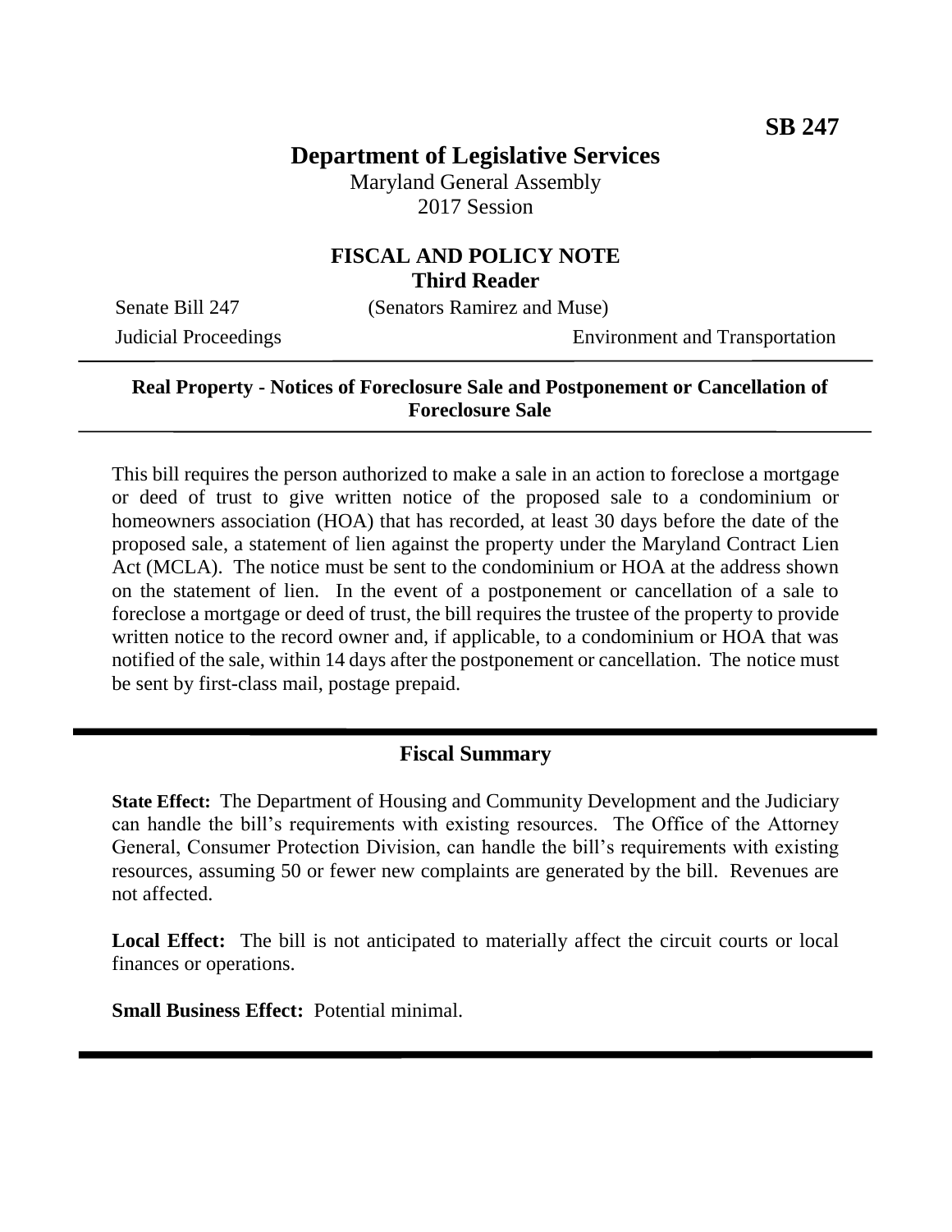**SB 247**

# Department of Legislative Services

Maryland General Assembly
2017 Session

## FISCAL AND POLICY NOTE
**Third Reader**

Senate Bill 247 (Senators Ramirez and Muse)

Judicial Proceedings Environment and Transportation

---

**Real Property - Notices of Foreclosure Sale and Postponement or Cancellation of Foreclosure Sale**

---

This bill requires the person authorized to make a sale in an action to foreclose a mortgage or deed of trust to give written notice of the proposed sale to a condominium or homeowners association (HOA) that has recorded, at least 30 days before the date of the proposed sale, a statement of lien against the property under the Maryland Contract Lien Act (MCLA). The notice must be sent to the condominium or HOA at the address shown on the statement of lien. In the event of a postponement or cancellation of a sale to foreclose a mortgage or deed of trust, the bill requires the trustee of the property to provide written notice to the record owner and, if applicable, to a condominium or HOA that was notified of the sale, within 14 days after the postponement or cancellation. The notice must be sent by first-class mail, postage prepaid.

---

## Fiscal Summary

**State Effect:** The Department of Housing and Community Development and the Judiciary can handle the bill's requirements with existing resources. The Office of the Attorney General, Consumer Protection Division, can handle the bill's requirements with existing resources, assuming 50 or fewer new complaints are generated by the bill. Revenues are not affected.

**Local Effect:** The bill is not anticipated to materially affect the circuit courts or local finances or operations.

**Small Business Effect:** Potential minimal.

---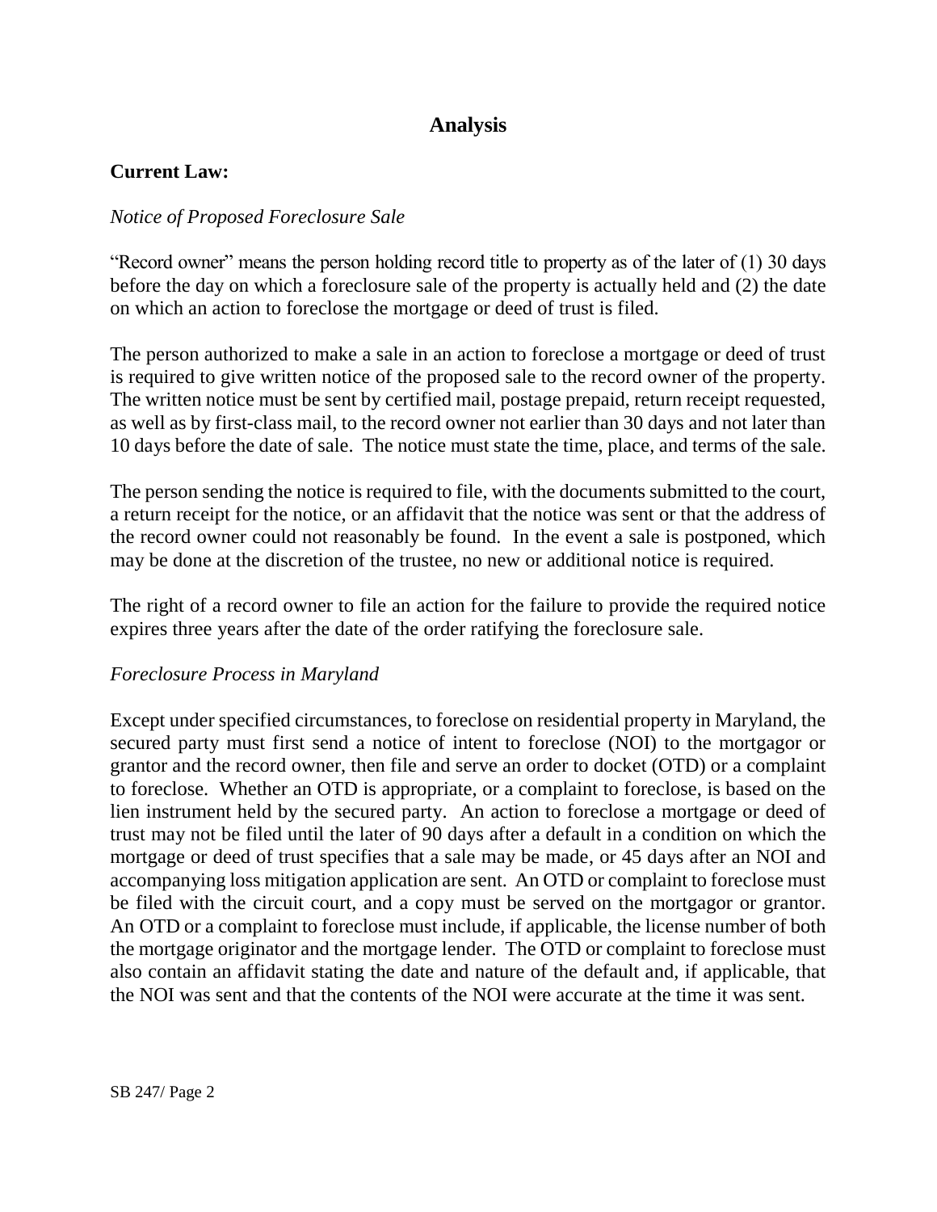## Analysis

### Current Law:

*Notice of Proposed Foreclosure Sale*

"Record owner" means the person holding record title to property as of the later of (1) 30 days before the day on which a foreclosure sale of the property is actually held and (2) the date on which an action to foreclose the mortgage or deed of trust is filed.

The person authorized to make a sale in an action to foreclose a mortgage or deed of trust is required to give written notice of the proposed sale to the record owner of the property. The written notice must be sent by certified mail, postage prepaid, return receipt requested, as well as by first-class mail, to the record owner not earlier than 30 days and not later than 10 days before the date of sale. The notice must state the time, place, and terms of the sale.

The person sending the notice is required to file, with the documents submitted to the court, a return receipt for the notice, or an affidavit that the notice was sent or that the address of the record owner could not reasonably be found. In the event a sale is postponed, which may be done at the discretion of the trustee, no new or additional notice is required.

The right of a record owner to file an action for the failure to provide the required notice expires three years after the date of the order ratifying the foreclosure sale.

*Foreclosure Process in Maryland*

Except under specified circumstances, to foreclose on residential property in Maryland, the secured party must first send a notice of intent to foreclose (NOI) to the mortgagor or grantor and the record owner, then file and serve an order to docket (OTD) or a complaint to foreclose. Whether an OTD is appropriate, or a complaint to foreclose, is based on the lien instrument held by the secured party. An action to foreclose a mortgage or deed of trust may not be filed until the later of 90 days after a default in a condition on which the mortgage or deed of trust specifies that a sale may be made, or 45 days after an NOI and accompanying loss mitigation application are sent. An OTD or complaint to foreclose must be filed with the circuit court, and a copy must be served on the mortgagor or grantor. An OTD or a complaint to foreclose must include, if applicable, the license number of both the mortgage originator and the mortgage lender. The OTD or complaint to foreclose must also contain an affidavit stating the date and nature of the default and, if applicable, that the NOI was sent and that the contents of the NOI were accurate at the time it was sent.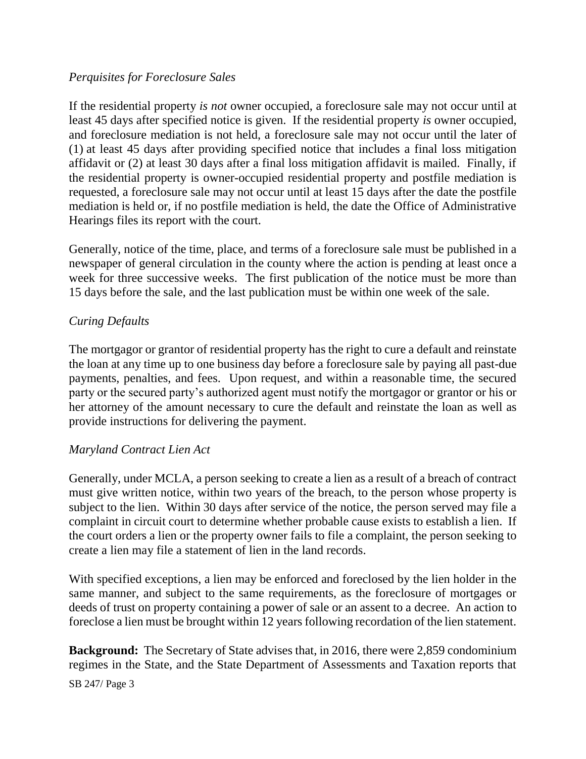*Perquisites for Foreclosure Sales*

If the residential property *is not* owner occupied, a foreclosure sale may not occur until at least 45 days after specified notice is given. If the residential property *is* owner occupied, and foreclosure mediation is not held, a foreclosure sale may not occur until the later of (1) at least 45 days after providing specified notice that includes a final loss mitigation affidavit or (2) at least 30 days after a final loss mitigation affidavit is mailed. Finally, if the residential property is owner-occupied residential property and postfile mediation is requested, a foreclosure sale may not occur until at least 15 days after the date the postfile mediation is held or, if no postfile mediation is held, the date the Office of Administrative Hearings files its report with the court.

Generally, notice of the time, place, and terms of a foreclosure sale must be published in a newspaper of general circulation in the county where the action is pending at least once a week for three successive weeks. The first publication of the notice must be more than 15 days before the sale, and the last publication must be within one week of the sale.

*Curing Defaults*

The mortgagor or grantor of residential property has the right to cure a default and reinstate the loan at any time up to one business day before a foreclosure sale by paying all past-due payments, penalties, and fees. Upon request, and within a reasonable time, the secured party or the secured party's authorized agent must notify the mortgagor or grantor or his or her attorney of the amount necessary to cure the default and reinstate the loan as well as provide instructions for delivering the payment.

*Maryland Contract Lien Act*

Generally, under MCLA, a person seeking to create a lien as a result of a breach of contract must give written notice, within two years of the breach, to the person whose property is subject to the lien. Within 30 days after service of the notice, the person served may file a complaint in circuit court to determine whether probable cause exists to establish a lien. If the court orders a lien or the property owner fails to file a complaint, the person seeking to create a lien may file a statement of lien in the land records.

With specified exceptions, a lien may be enforced and foreclosed by the lien holder in the same manner, and subject to the same requirements, as the foreclosure of mortgages or deeds of trust on property containing a power of sale or an assent to a decree. An action to foreclose a lien must be brought within 12 years following recordation of the lien statement.

**Background:** The Secretary of State advises that, in 2016, there were 2,859 condominium regimes in the State, and the State Department of Assessments and Taxation reports that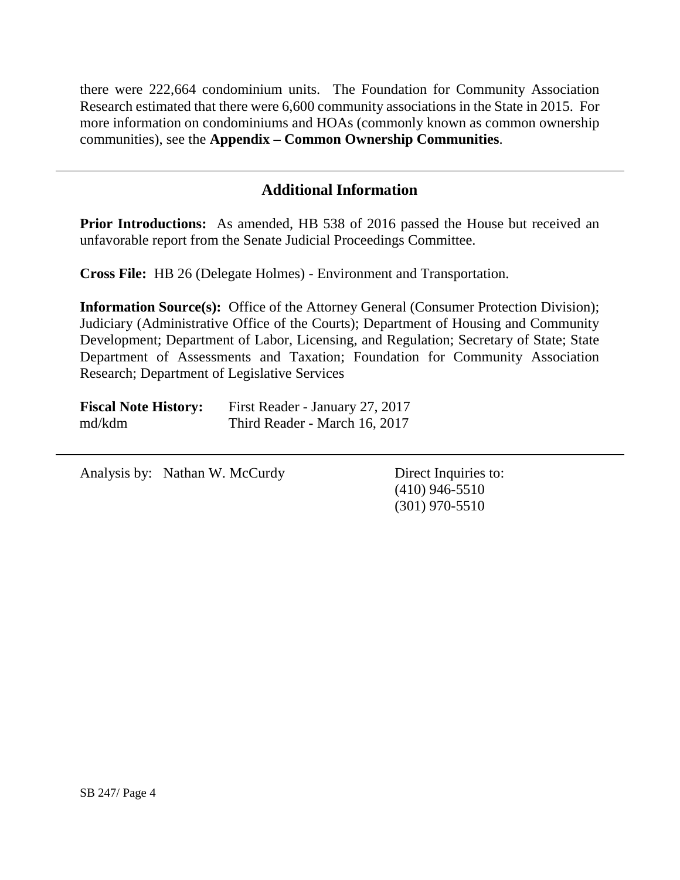there were 222,664 condominium units. The Foundation for Community Association Research estimated that there were 6,600 community associations in the State in 2015. For more information on condominiums and HOAs (commonly known as common ownership communities), see the **Appendix – Common Ownership Communities**.

## Additional Information

**Prior Introductions:** As amended, HB 538 of 2016 passed the House but received an unfavorable report from the Senate Judicial Proceedings Committee.

**Cross File:** HB 26 (Delegate Holmes) - Environment and Transportation.

**Information Source(s):** Office of the Attorney General (Consumer Protection Division); Judiciary (Administrative Office of the Courts); Department of Housing and Community Development; Department of Labor, Licensing, and Regulation; Secretary of State; State Department of Assessments and Taxation; Foundation for Community Association Research; Department of Legislative Services

**Fiscal Note History:** First Reader - January 27, 2017
md/kdm Third Reader - March 16, 2017

Analysis by: Nathan W. McCurdy

Direct Inquiries to:
(410) 946-5510
(301) 970-5510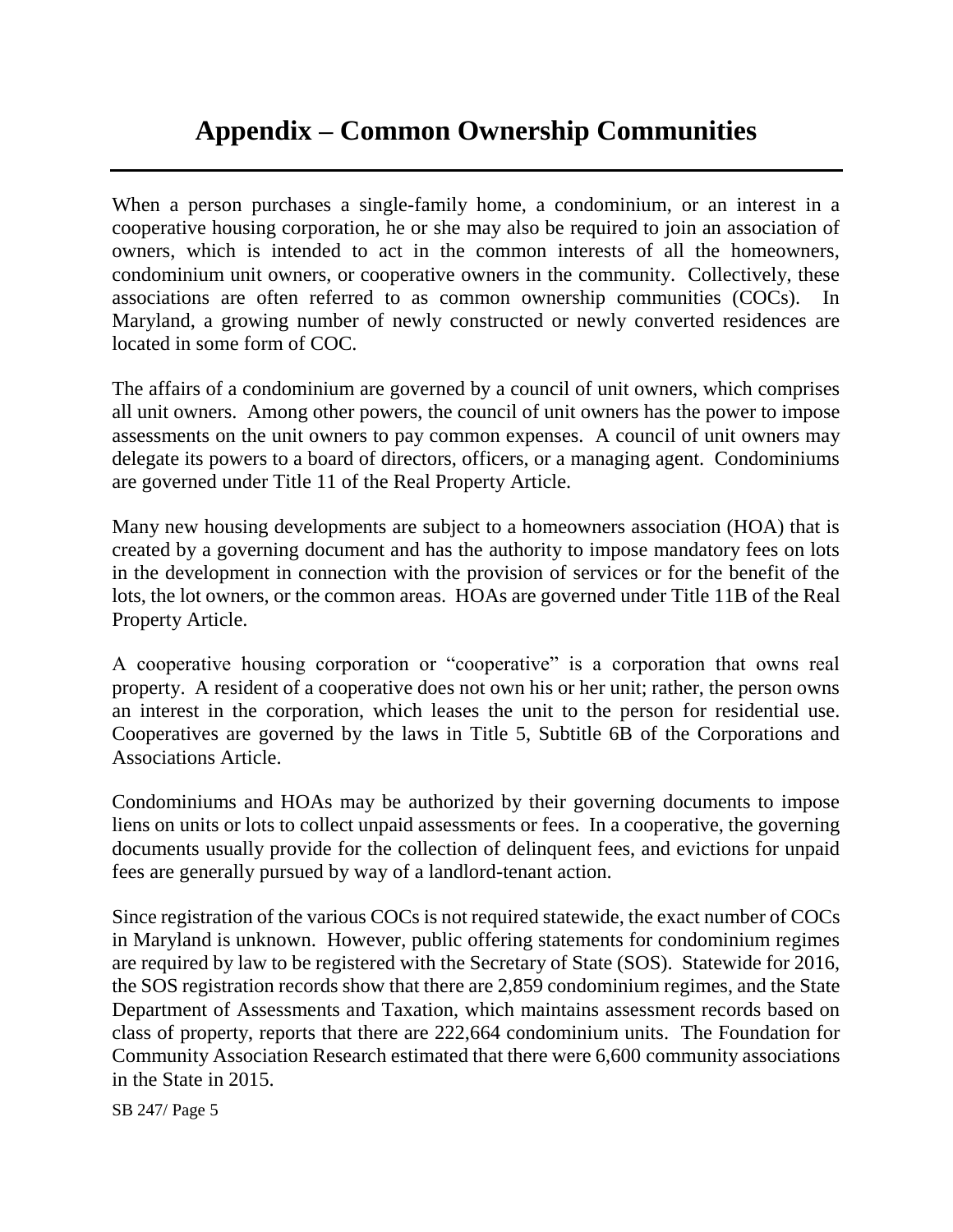# Appendix – Common Ownership Communities

When a person purchases a single-family home, a condominium, or an interest in a cooperative housing corporation, he or she may also be required to join an association of owners, which is intended to act in the common interests of all the homeowners, condominium unit owners, or cooperative owners in the community. Collectively, these associations are often referred to as common ownership communities (COCs). In Maryland, a growing number of newly constructed or newly converted residences are located in some form of COC.

The affairs of a condominium are governed by a council of unit owners, which comprises all unit owners. Among other powers, the council of unit owners has the power to impose assessments on the unit owners to pay common expenses. A council of unit owners may delegate its powers to a board of directors, officers, or a managing agent. Condominiums are governed under Title 11 of the Real Property Article.

Many new housing developments are subject to a homeowners association (HOA) that is created by a governing document and has the authority to impose mandatory fees on lots in the development in connection with the provision of services or for the benefit of the lots, the lot owners, or the common areas. HOAs are governed under Title 11B of the Real Property Article.

A cooperative housing corporation or "cooperative" is a corporation that owns real property. A resident of a cooperative does not own his or her unit; rather, the person owns an interest in the corporation, which leases the unit to the person for residential use. Cooperatives are governed by the laws in Title 5, Subtitle 6B of the Corporations and Associations Article.

Condominiums and HOAs may be authorized by their governing documents to impose liens on units or lots to collect unpaid assessments or fees. In a cooperative, the governing documents usually provide for the collection of delinquent fees, and evictions for unpaid fees are generally pursued by way of a landlord-tenant action.

Since registration of the various COCs is not required statewide, the exact number of COCs in Maryland is unknown. However, public offering statements for condominium regimes are required by law to be registered with the Secretary of State (SOS). Statewide for 2016, the SOS registration records show that there are 2,859 condominium regimes, and the State Department of Assessments and Taxation, which maintains assessment records based on class of property, reports that there are 222,664 condominium units. The Foundation for Community Association Research estimated that there were 6,600 community associations in the State in 2015.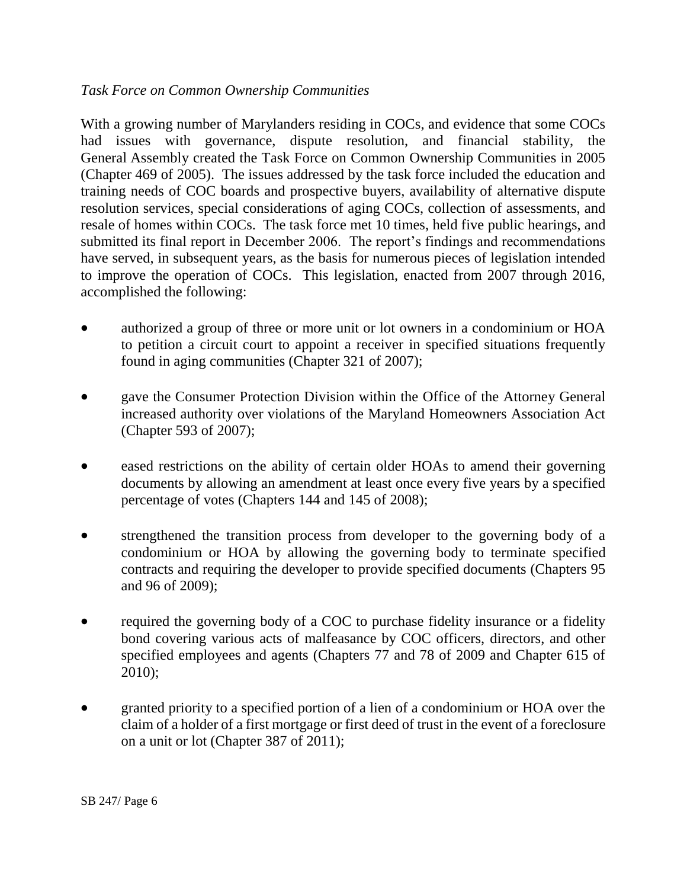*Task Force on Common Ownership Communities*

With a growing number of Marylanders residing in COCs, and evidence that some COCs had issues with governance, dispute resolution, and financial stability, the General Assembly created the Task Force on Common Ownership Communities in 2005 (Chapter 469 of 2005). The issues addressed by the task force included the education and training needs of COC boards and prospective buyers, availability of alternative dispute resolution services, special considerations of aging COCs, collection of assessments, and resale of homes within COCs. The task force met 10 times, held five public hearings, and submitted its final report in December 2006. The report's findings and recommendations have served, in subsequent years, as the basis for numerous pieces of legislation intended to improve the operation of COCs. This legislation, enacted from 2007 through 2016, accomplished the following:

- authorized a group of three or more unit or lot owners in a condominium or HOA to petition a circuit court to appoint a receiver in specified situations frequently found in aging communities (Chapter 321 of 2007);
- gave the Consumer Protection Division within the Office of the Attorney General increased authority over violations of the Maryland Homeowners Association Act (Chapter 593 of 2007);
- eased restrictions on the ability of certain older HOAs to amend their governing documents by allowing an amendment at least once every five years by a specified percentage of votes (Chapters 144 and 145 of 2008);
- strengthened the transition process from developer to the governing body of a condominium or HOA by allowing the governing body to terminate specified contracts and requiring the developer to provide specified documents (Chapters 95 and 96 of 2009);
- required the governing body of a COC to purchase fidelity insurance or a fidelity bond covering various acts of malfeasance by COC officers, directors, and other specified employees and agents (Chapters 77 and 78 of 2009 and Chapter 615 of 2010);
- granted priority to a specified portion of a lien of a condominium or HOA over the claim of a holder of a first mortgage or first deed of trust in the event of a foreclosure on a unit or lot (Chapter 387 of 2011);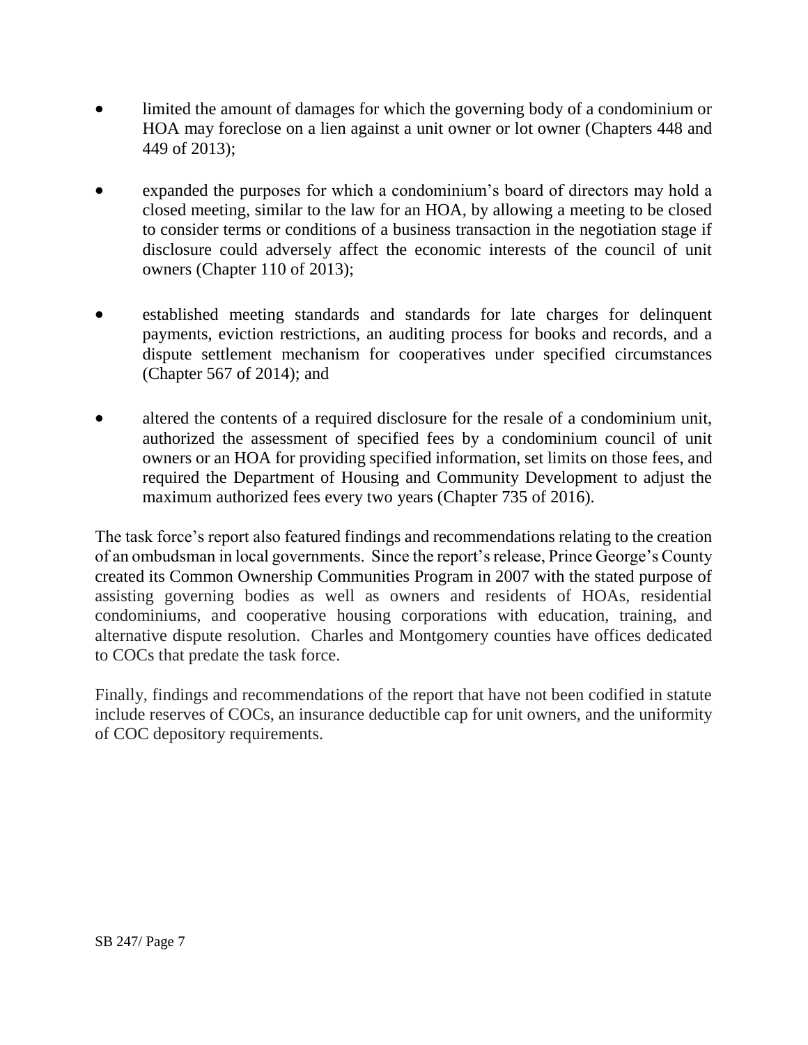- limited the amount of damages for which the governing body of a condominium or HOA may foreclose on a lien against a unit owner or lot owner (Chapters 448 and 449 of 2013);
- expanded the purposes for which a condominium's board of directors may hold a closed meeting, similar to the law for an HOA, by allowing a meeting to be closed to consider terms or conditions of a business transaction in the negotiation stage if disclosure could adversely affect the economic interests of the council of unit owners (Chapter 110 of 2013);
- established meeting standards and standards for late charges for delinquent payments, eviction restrictions, an auditing process for books and records, and a dispute settlement mechanism for cooperatives under specified circumstances (Chapter 567 of 2014); and
- altered the contents of a required disclosure for the resale of a condominium unit, authorized the assessment of specified fees by a condominium council of unit owners or an HOA for providing specified information, set limits on those fees, and required the Department of Housing and Community Development to adjust the maximum authorized fees every two years (Chapter 735 of 2016).

The task force's report also featured findings and recommendations relating to the creation of an ombudsman in local governments. Since the report's release, Prince George's County created its Common Ownership Communities Program in 2007 with the stated purpose of assisting governing bodies as well as owners and residents of HOAs, residential condominiums, and cooperative housing corporations with education, training, and alternative dispute resolution. Charles and Montgomery counties have offices dedicated to COCs that predate the task force.

Finally, findings and recommendations of the report that have not been codified in statute include reserves of COCs, an insurance deductible cap for unit owners, and the uniformity of COC depository requirements.